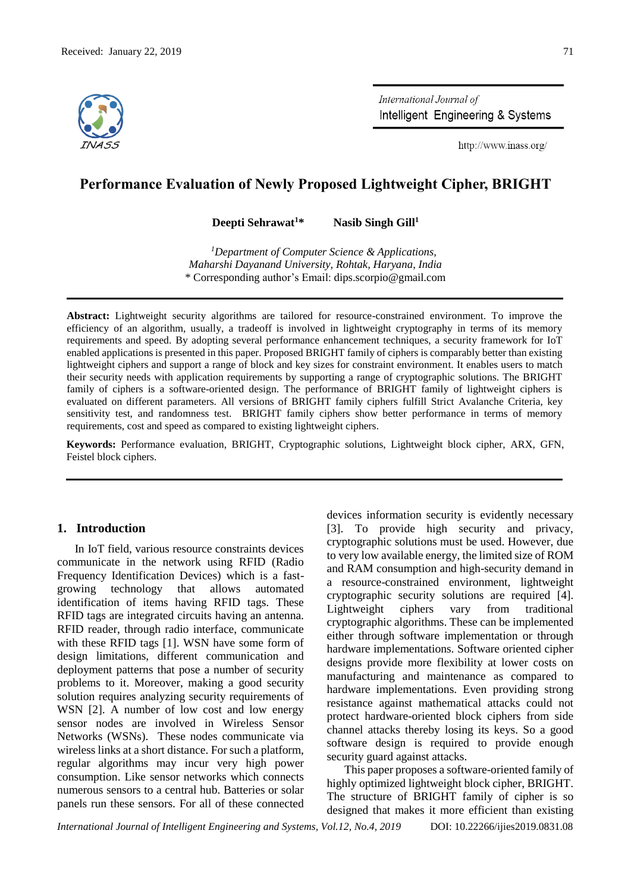Received: January 22, 2019

# Performance Evaluation of Newly Proposed Lightweight Cipher, BRIGHT

**Deepti Sehrawat[1]*** **Nasib Singh Gill[1]**

[1]*Department of Computer Science & Applications, Maharshi Dayanand University, Rohtak, Haryana, India*
\* Corresponding author's Email: dips.scorpio@gmail.com

**Abstract:** Lightweight security algorithms are tailored for resource-constrained environment. To improve the efficiency of an algorithm, usually, a tradeoff is involved in lightweight cryptography in terms of its memory requirements and speed. By adopting several performance enhancement techniques, a security framework for IoT enabled applications is presented in this paper. Proposed BRIGHT family of ciphers is comparably better than existing lightweight ciphers and support a range of block and key sizes for constraint environment. It enables users to match their security needs with application requirements by supporting a range of cryptographic solutions. The BRIGHT family of ciphers is a software-oriented design. The performance of BRIGHT family of lightweight ciphers is evaluated on different parameters. All versions of BRIGHT family ciphers fulfill Strict Avalanche Criteria, key sensitivity test, and randomness test. BRIGHT family ciphers show better performance in terms of memory requirements, cost and speed as compared to existing lightweight ciphers.

**Keywords:** Performance evaluation, BRIGHT, Cryptographic solutions, Lightweight block cipher, ARX, GFN, Feistel block ciphers.

## 1. Introduction

In IoT field, various resource constraints devices communicate in the network using RFID (Radio Frequency Identification Devices) which is a fast-growing technology that allows automated identification of items having RFID tags. These RFID tags are integrated circuits having an antenna. RFID reader, through radio interface, communicate with these RFID tags [1]. WSN have some form of design limitations, different communication and deployment patterns that pose a number of security problems to it. Moreover, making a good security solution requires analyzing security requirements of WSN [2]. A number of low cost and low energy sensor nodes are involved in Wireless Sensor Networks (WSNs). These nodes communicate via wireless links at a short distance. For such a platform, regular algorithms may incur very high power consumption. Like sensor networks which connects numerous sensors to a central hub. Batteries or solar panels run these sensors. For all of these connected devices information security is evidently necessary [3]. To provide high security and privacy, cryptographic solutions must be used. However, due to very low available energy, the limited size of ROM and RAM consumption and high-security demand in a resource-constrained environment, lightweight cryptographic security solutions are required [4]. Lightweight ciphers vary from traditional cryptographic algorithms. These can be implemented either through software implementation or through hardware implementations. Software oriented cipher designs provide more flexibility at lower costs on manufacturing and maintenance as compared to hardware implementations. Even providing strong resistance against mathematical attacks could not protect hardware-oriented block ciphers from side channel attacks thereby losing its keys. So a good software design is required to provide enough security guard against attacks.

This paper proposes a software-oriented family of highly optimized lightweight block cipher, BRIGHT. The structure of BRIGHT family of cipher is so designed that makes it more efficient than existing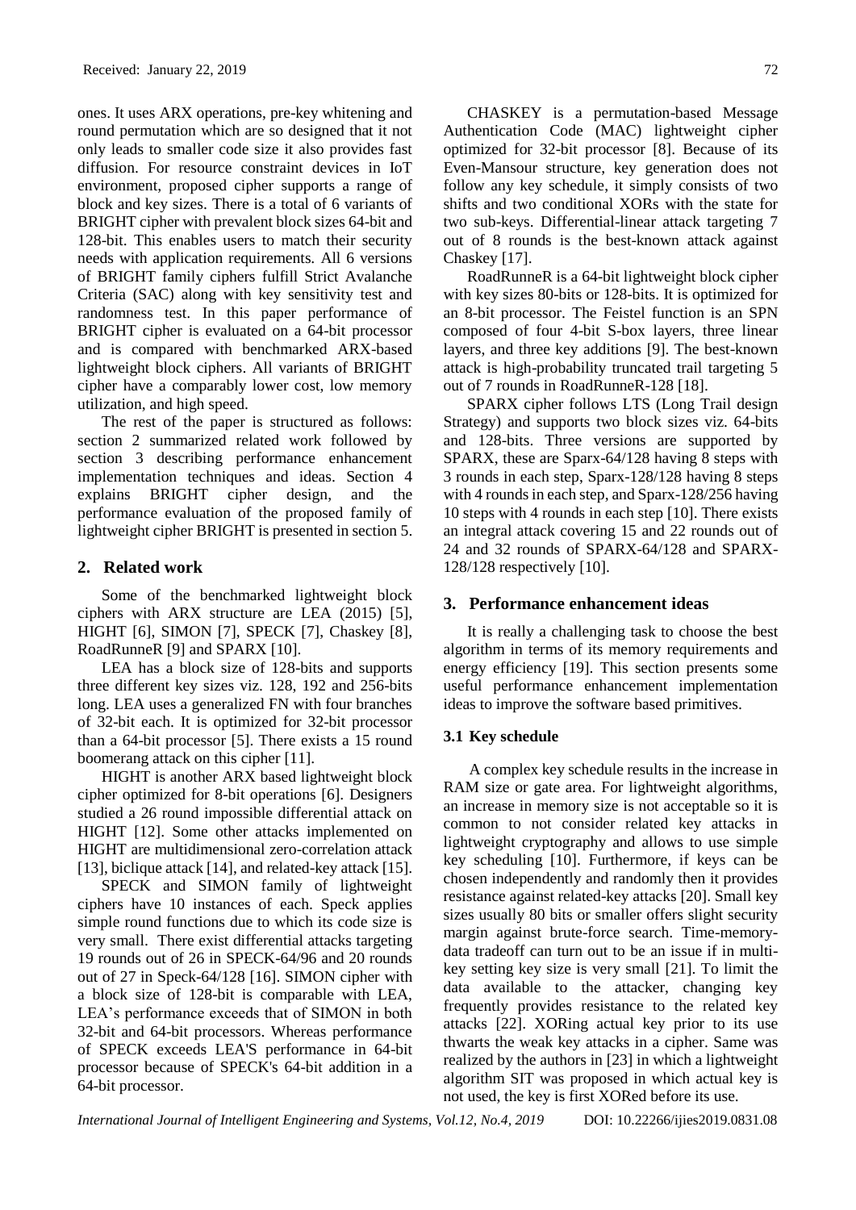ones. It uses ARX operations, pre-key whitening and round permutation which are so designed that it not only leads to smaller code size it also provides fast diffusion. For resource constraint devices in IoT environment, proposed cipher supports a range of block and key sizes. There is a total of 6 variants of BRIGHT cipher with prevalent block sizes 64-bit and 128-bit. This enables users to match their security needs with application requirements. All 6 versions of BRIGHT family ciphers fulfill Strict Avalanche Criteria (SAC) along with key sensitivity test and randomness test. In this paper performance of BRIGHT cipher is evaluated on a 64-bit processor and is compared with benchmarked ARX-based lightweight block ciphers. All variants of BRIGHT cipher have a comparably lower cost, low memory utilization, and high speed.

The rest of the paper is structured as follows: section 2 summarized related work followed by section 3 describing performance enhancement implementation techniques and ideas. Section 4 explains BRIGHT cipher design, and the performance evaluation of the proposed family of lightweight cipher BRIGHT is presented in section 5.

## 2. Related work

Some of the benchmarked lightweight block ciphers with ARX structure are LEA (2015) [5], HIGHT [6], SIMON [7], SPECK [7], Chaskey [8], RoadRunneR [9] and SPARX [10].

LEA has a block size of 128-bits and supports three different key sizes viz. 128, 192 and 256-bits long. LEA uses a generalized FN with four branches of 32-bit each. It is optimized for 32-bit processor than a 64-bit processor [5]. There exists a 15 round boomerang attack on this cipher [11].

HIGHT is another ARX based lightweight block cipher optimized for 8-bit operations [6]. Designers studied a 26 round impossible differential attack on HIGHT [12]. Some other attacks implemented on HIGHT are multidimensional zero-correlation attack [13], biclique attack [14], and related-key attack [15].

SPECK and SIMON family of lightweight ciphers have 10 instances of each. Speck applies simple round functions due to which its code size is very small. There exist differential attacks targeting 19 rounds out of 26 in SPECK-64/96 and 20 rounds out of 27 in Speck-64/128 [16]. SIMON cipher with a block size of 128-bit is comparable with LEA, LEA's performance exceeds that of SIMON in both 32-bit and 64-bit processors. Whereas performance of SPECK exceeds LEA'S performance in 64-bit processor because of SPECK's 64-bit addition in a 64-bit processor.

CHASKEY is a permutation-based Message Authentication Code (MAC) lightweight cipher optimized for 32-bit processor [8]. Because of its Even-Mansour structure, key generation does not follow any key schedule, it simply consists of two shifts and two conditional XORs with the state for two sub-keys. Differential-linear attack targeting 7 out of 8 rounds is the best-known attack against Chaskey [17].

RoadRunneR is a 64-bit lightweight block cipher with key sizes 80-bits or 128-bits. It is optimized for an 8-bit processor. The Feistel function is an SPN composed of four 4-bit S-box layers, three linear layers, and three key additions [9]. The best-known attack is high-probability truncated trail targeting 5 out of 7 rounds in RoadRunneR-128 [18].

SPARX cipher follows LTS (Long Trail design Strategy) and supports two block sizes viz. 64-bits and 128-bits. Three versions are supported by SPARX, these are Sparx-64/128 having 8 steps with 3 rounds in each step, Sparx-128/128 having 8 steps with 4 rounds in each step, and Sparx-128/256 having 10 steps with 4 rounds in each step [10]. There exists an integral attack covering 15 and 22 rounds out of 24 and 32 rounds of SPARX-64/128 and SPARX-128/128 respectively [10].

## 3. Performance enhancement ideas

It is really a challenging task to choose the best algorithm in terms of its memory requirements and energy efficiency [19]. This section presents some useful performance enhancement implementation ideas to improve the software based primitives.

### 3.1 Key schedule

A complex key schedule results in the increase in RAM size or gate area. For lightweight algorithms, an increase in memory size is not acceptable so it is common to not consider related key attacks in lightweight cryptography and allows to use simple key scheduling [10]. Furthermore, if keys can be chosen independently and randomly then it provides resistance against related-key attacks [20]. Small key sizes usually 80 bits or smaller offers slight security margin against brute-force search. Time-memory-data tradeoff can turn out to be an issue if in multi-key setting key size is very small [21]. To limit the data available to the attacker, changing key frequently provides resistance to the related key attacks [22]. XORing actual key prior to its use thwarts the weak key attacks in a cipher. Same was realized by the authors in [23] in which a lightweight algorithm SIT was proposed in which actual key is not used, the key is first XORed before its use.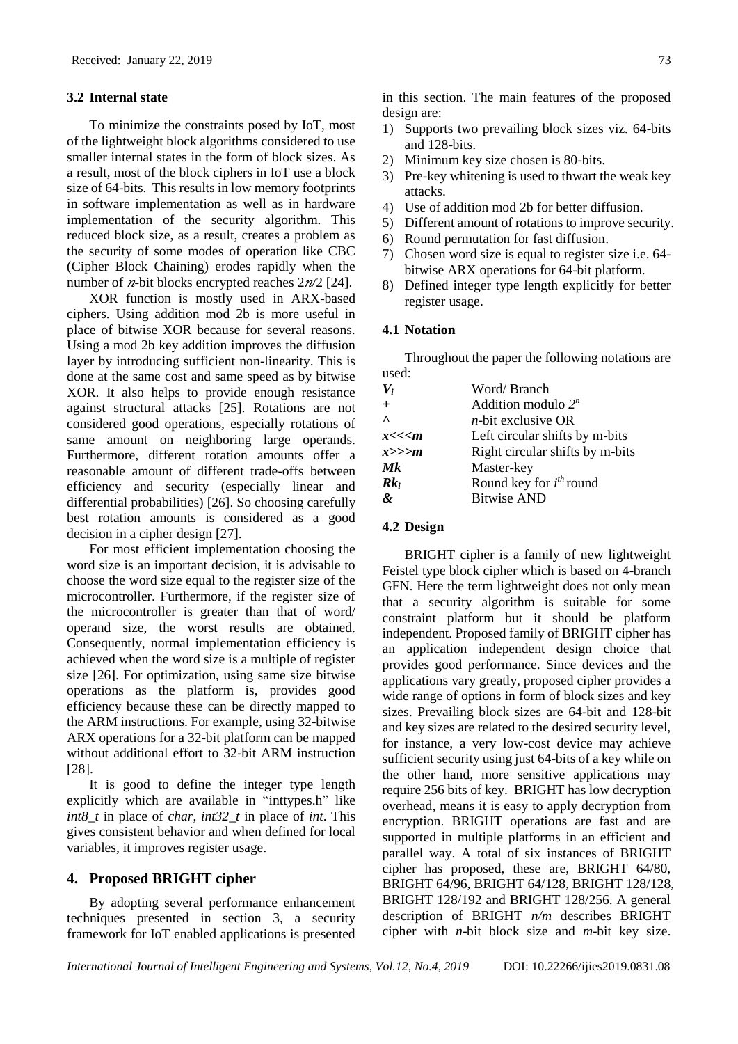### 3.2 Internal state

To minimize the constraints posed by IoT, most of the lightweight block algorithms considered to use smaller internal states in the form of block sizes. As a result, most of the block ciphers in IoT use a block size of 64-bits. This results in low memory footprints in software implementation as well as in hardware implementation of the security algorithm. This reduced block size, as a result, creates a problem as the security of some modes of operation like CBC (Cipher Block Chaining) erodes rapidly when the number of $n$-bit blocks encrypted reaches $2n/2$ [24].

XOR function is mostly used in ARX-based ciphers. Using addition mod 2b is more useful in place of bitwise XOR because for several reasons. Using a mod 2b key addition improves the diffusion layer by introducing sufficient non-linearity. This is done at the same cost and same speed as by bitwise XOR. It also helps to provide enough resistance against structural attacks [25]. Rotations are not considered good operations, especially rotations of same amount on neighboring large operands. Furthermore, different rotation amounts offer a reasonable amount of different trade-offs between efficiency and security (especially linear and differential probabilities) [26]. So choosing carefully best rotation amounts is considered as a good decision in a cipher design [27].

For most efficient implementation choosing the word size is an important decision, it is advisable to choose the word size equal to the register size of the microcontroller. Furthermore, if the register size of the microcontroller is greater than that of word/ operand size, the worst results are obtained. Consequently, normal implementation efficiency is achieved when the word size is a multiple of register size [26]. For optimization, using same size bitwise operations as the platform is, provides good efficiency because these can be directly mapped to the ARM instructions. For example, using 32-bitwise ARX operations for a 32-bit platform can be mapped without additional effort to 32-bit ARM instruction [28].

It is good to define the integer type length explicitly which are available in "inttypes.h" like *int8_t* in place of *char*, *int32_t* in place of *int*. This gives consistent behavior and when defined for local variables, it improves register usage.

## 4. Proposed BRIGHT cipher

By adopting several performance enhancement techniques presented in section 3, a security framework for IoT enabled applications is presented in this section. The main features of the proposed design are:

1) Supports two prevailing block sizes viz. 64-bits and 128-bits.
2) Minimum key size chosen is 80-bits.
3) Pre-key whitening is used to thwart the weak key attacks.
4) Use of addition mod 2b for better diffusion.
5) Different amount of rotations to improve security.
6) Round permutation for fast diffusion.
7) Chosen word size is equal to register size i.e. 64-bitwise ARX operations for 64-bit platform.
8) Defined integer type length explicitly for better register usage.

### 4.1 Notation

Throughout the paper the following notations are used:

| | |
|---|---|
| $V_i$ | Word/ Branch |
| $+$ | Addition modulo $2^n$ |
| $\wedge$ | $n$-bit exclusive OR |
| $x<<<m$ | Left circular shifts by m-bits |
| $x>>>m$ | Right circular shifts by m-bits |
| $Mk$ | Master-key |
| $Rk_i$ | Round key for $i^{th}$ round |
| $\&$ | Bitwise AND |

### 4.2 Design

BRIGHT cipher is a family of new lightweight Feistel type block cipher which is based on 4-branch GFN. Here the term lightweight does not only mean that a security algorithm is suitable for some constraint platform but it should be platform independent. Proposed family of BRIGHT cipher has an application independent design choice that provides good performance. Since devices and the applications vary greatly, proposed cipher provides a wide range of options in form of block sizes and key sizes. Prevailing block sizes are 64-bit and 128-bit and key sizes are related to the desired security level, for instance, a very low-cost device may achieve sufficient security using just 64-bits of a key while on the other hand, more sensitive applications may require 256 bits of key. BRIGHT has low decryption overhead, means it is easy to apply decryption from encryption. BRIGHT operations are fast and are supported in multiple platforms in an efficient and parallel way. A total of six instances of BRIGHT cipher has proposed, these are, BRIGHT 64/80, BRIGHT 64/96, BRIGHT 64/128, BRIGHT 128/128, BRIGHT 128/192 and BRIGHT 128/256. A general description of BRIGHT *n/m* describes BRIGHT cipher with *n*-bit block size and *m*-bit key size.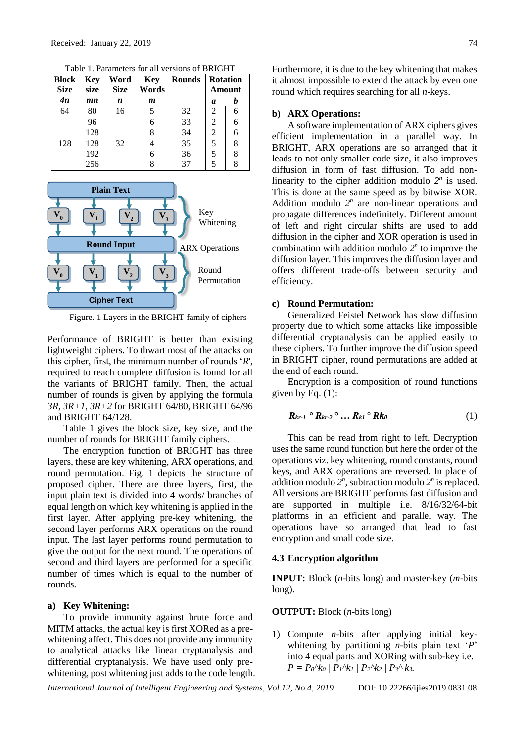Table 1. Parameters for all versions of BRIGHT

| Block Size | Key size | Word Size | Key Words | Rounds | Rotation Amount | |
|---|---|---|---|---|---|---|
| *4n* | *mn* | *n* | *m* | | *a* | *b* |
| 64 | 80 | 16 | 5 | 32 | 2 | 6 |
| | 96 | | 6 | 33 | 2 | 6 |
| | 128 | | 8 | 34 | 2 | 6 |
| 128 | 128 | 32 | 4 | 35 | 5 | 8 |
| | 192 | | 6 | 36 | 5 | 8 |
| | 256 | | 8 | 37 | 5 | 8 |

Figure. 1 Layers in the BRIGHT family of ciphers

Performance of BRIGHT is better than existing lightweight ciphers. To thwart most of the attacks on this cipher, first, the minimum number of rounds '*R*', required to reach complete diffusion is found for all the variants of BRIGHT family. Then, the actual number of rounds is given by applying the formula *3R*, *3R+1*, *3R+2* for BRIGHT 64/80, BRIGHT 64/96 and BRIGHT 64/128.

Table 1 gives the block size, key size, and the number of rounds for BRIGHT family ciphers.

The encryption function of BRIGHT has three layers, these are key whitening, ARX operations, and round permutation. Fig. 1 depicts the structure of proposed cipher. There are three layers, first, the input plain text is divided into 4 words/ branches of equal length on which key whitening is applied in the first layer. After applying pre-key whitening, the second layer performs ARX operations on the round input. The last layer performs round permutation to give the output for the next round. The operations of second and third layers are performed for a specific number of times which is equal to the number of rounds.

### a) Key Whitening:

To provide immunity against brute force and MITM attacks, the actual key is first XORed as a pre-whitening affect. This does not provide any immunity to analytical attacks like linear cryptanalysis and differential cryptanalysis. We have used only pre-whitening, post whitening just adds to the code length. Furthermore, it is due to the key whitening that makes it almost impossible to extend the attack by even one round which requires searching for all *n*-keys.

### b) ARX Operations:

A software implementation of ARX ciphers gives efficient implementation in a parallel way. In BRIGHT, ARX operations are so arranged that it leads to not only smaller code size, it also improves diffusion in form of fast diffusion. To add non-linearity to the cipher addition modulo $2^n$ is used. This is done at the same speed as by bitwise XOR. Addition modulo $2^n$ are non-linear operations and propagate differences indefinitely. Different amount of left and right circular shifts are used to add diffusion in the cipher and XOR operation is used in combination with addition modulo $2^n$ to improve the diffusion layer. This improves the diffusion layer and offers different trade-offs between security and efficiency.

### c) Round Permutation:

Generalized Feistel Network has slow diffusion property due to which some attacks like impossible differential cryptanalysis can be applied easily to these ciphers. To further improve the diffusion speed in BRIGHT cipher, round permutations are added at the end of each round.

Encryption is a composition of round functions given by Eq. (1):

$$\boldsymbol{R_{kr-1}} \circ \boldsymbol{R_{kr-2}} \circ \dots \boldsymbol{R_{k1}} \circ \boldsymbol{Rk_0} \tag{1}$$

This can be read from right to left. Decryption uses the same round function but here the order of the operations viz. key whitening, round constants, round keys, and ARX operations are reversed. In place of addition modulo $2^n$, subtraction modulo $2^n$ is replaced. All versions are BRIGHT performs fast diffusion and are supported in multiple i.e. 8/16/32/64-bit platforms in an efficient and parallel way. The operations have so arranged that lead to fast encryption and small code size.

## 4.3 Encryption algorithm

**INPUT:** Block (*n*-bits long) and master-key (*m*-bits long).

**OUTPUT:** Block (*n*-bits long)

1) Compute *n*-bits after applying initial key-whitening by partitioning *n*-bits plain text '*P*' into 4 equal parts and XORing with sub-key i.e. $P = P_0 \wedge k_0 \mid P_1 \wedge k_1 \mid P_2 \wedge k_2 \mid P_3 \wedge k_3$.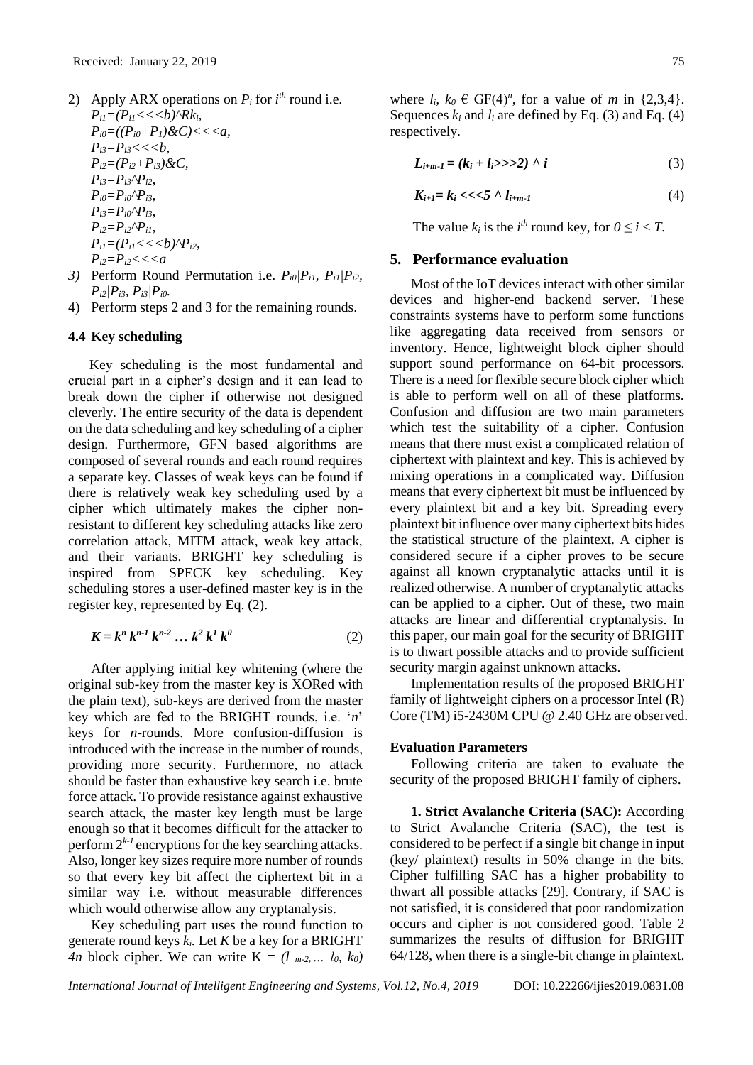2) Apply ARX operations on $P_i$ for $i^{th}$ round i.e.
   $P_{i1}=(P_{i1}<<<b)$^$Rk_i$,
   $P_{i0}=((P_{i0}+P_1)\&C)<<<a$,
   $P_{i3}=P_{i3}<<<b$,
   $P_{i2}=(P_{i2}+P_{i3})\&C$,
   $P_{i3}=P_{i3}$^$P_{i2}$,
   $P_{i0}=P_{i0}$^$P_{i3}$,
   $P_{i3}=P_{i0}$^$P_{i3}$,
   $P_{i2}=P_{i2}$^$P_{i1}$,
   $P_{i1}=(P_{i1}<<<b)$^$P_{i2}$,
   $P_{i2}=P_{i2}<<<a$
3) Perform Round Permutation i.e. $P_{i0}|P_{i1}$, $P_{i1}|P_{i2}$, $P_{i2}|P_{i3}$, $P_{i3}|P_{i0}$.
4) Perform steps 2 and 3 for the remaining rounds.

### 4.4 Key scheduling

Key scheduling is the most fundamental and crucial part in a cipher's design and it can lead to break down the cipher if otherwise not designed cleverly. The entire security of the data is dependent on the data scheduling and key scheduling of a cipher design. Furthermore, GFN based algorithms are composed of several rounds and each round requires a separate key. Classes of weak keys can be found if there is relatively weak key scheduling used by a cipher which ultimately makes the cipher non-resistant to different key scheduling attacks like zero correlation attack, MITM attack, weak key attack, and their variants. BRIGHT key scheduling is inspired from SPECK key scheduling. Key scheduling stores a user-defined master key is in the register key, represented by Eq. (2).

$$K = k^n\, k^{n-1}\, k^{n-2} \ldots k^2\, k^1\, k^0 \tag{2}$$

After applying initial key whitening (where the original sub-key from the master key is XORed with the plain text), sub-keys are derived from the master key which are fed to the BRIGHT rounds, i.e. '$n$' keys for $n$-rounds. More confusion-diffusion is introduced with the increase in the number of rounds, providing more security. Furthermore, no attack should be faster than exhaustive key search i.e. brute force attack. To provide resistance against exhaustive search attack, the master key length must be large enough so that it becomes difficult for the attacker to perform $2^{k-1}$ encryptions for the key searching attacks. Also, longer key sizes require more number of rounds so that every key bit affect the ciphertext bit in a similar way i.e. without measurable differences which would otherwise allow any cryptanalysis.

Key scheduling part uses the round function to generate round keys $k_i$. Let $K$ be a key for a BRIGHT $4n$ block cipher. We can write $K = (l_{m-2}, \ldots l_0, k_0)$ where $l_i$, $k_0 \in GF(4)^n$, for a value of $m$ in {2,3,4}. Sequences $k_i$ and $l_i$ are defined by Eq. (3) and Eq. (4) respectively.

$$L_{i+m-1} = (k_i + l_i>>>2) \wedge i \tag{3}$$

$$K_{i+1}= k_i <<<5 \wedge l_{i+m-1} \tag{4}$$

The value $k_i$ is the $i^{th}$ round key, for $0 \leq i < T$.

## 5. Performance evaluation

Most of the IoT devices interact with other similar devices and higher-end backend server. These constraints systems have to perform some functions like aggregating data received from sensors or inventory. Hence, lightweight block cipher should support sound performance on 64-bit processors. There is a need for flexible secure block cipher which is able to perform well on all of these platforms. Confusion and diffusion are two main parameters which test the suitability of a cipher. Confusion means that there must exist a complicated relation of ciphertext with plaintext and key. This is achieved by mixing operations in a complicated way. Diffusion means that every ciphertext bit must be influenced by every plaintext bit and a key bit. Spreading every plaintext bit influence over many ciphertext bits hides the statistical structure of the plaintext. A cipher is considered secure if a cipher proves to be secure against all known cryptanalytic attacks until it is realized otherwise. A number of cryptanalytic attacks can be applied to a cipher. Out of these, two main attacks are linear and differential cryptanalysis. In this paper, our main goal for the security of BRIGHT is to thwart possible attacks and to provide sufficient security margin against unknown attacks.

Implementation results of the proposed BRIGHT family of lightweight ciphers on a processor Intel (R) Core (TM) i5-2430M CPU @ 2.40 GHz are observed.

#### Evaluation Parameters

Following criteria are taken to evaluate the security of the proposed BRIGHT family of ciphers.

**1. Strict Avalanche Criteria (SAC):** According to Strict Avalanche Criteria (SAC), the test is considered to be perfect if a single bit change in input (key/ plaintext) results in 50% change in the bits. Cipher fulfilling SAC has a higher probability to thwart all possible attacks [29]. Contrary, if SAC is not satisfied, it is considered that poor randomization occurs and cipher is not considered good. Table 2 summarizes the results of diffusion for BRIGHT 64/128, when there is a single-bit change in plaintext.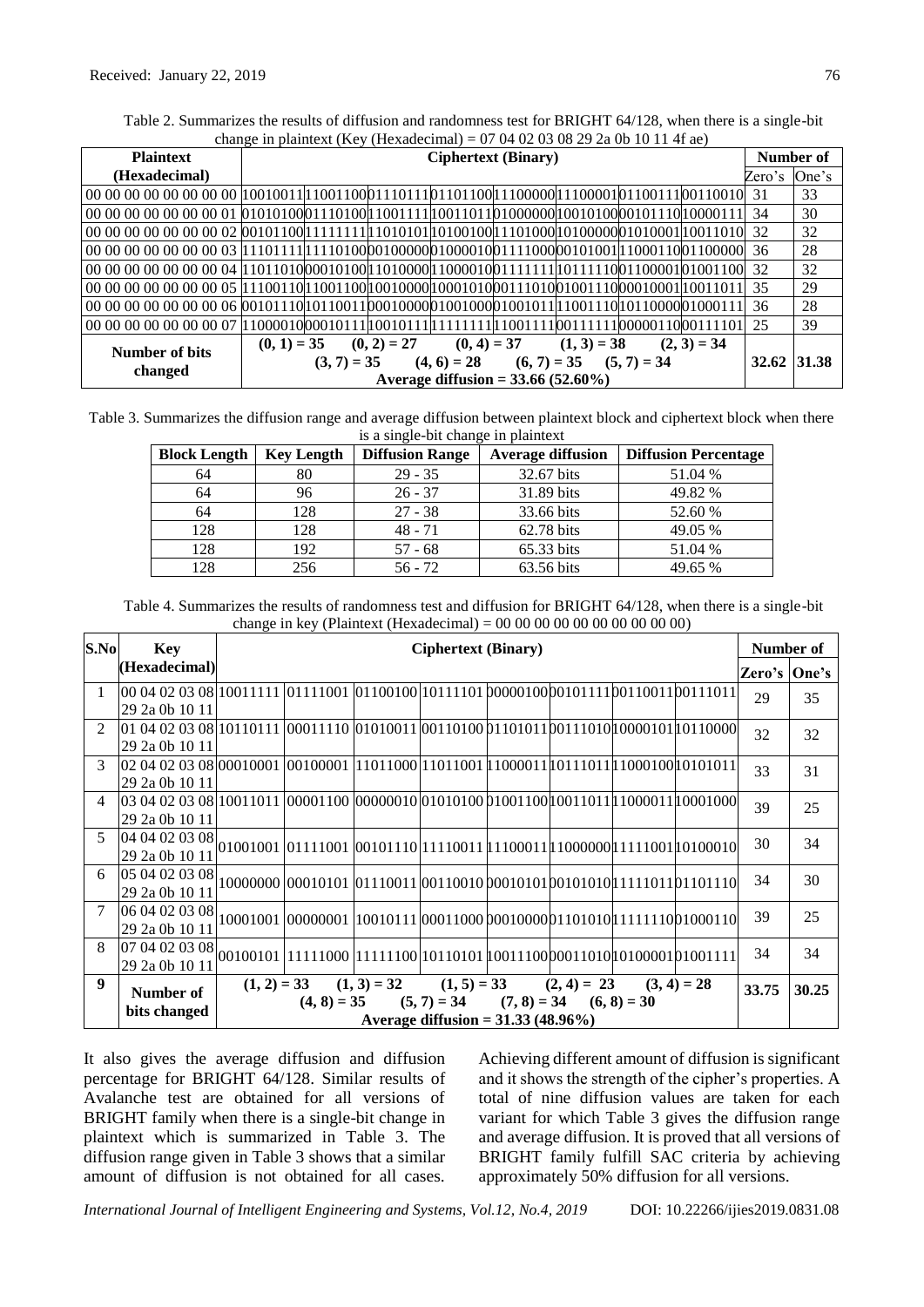Table 2. Summarizes the results of diffusion and randomness test for BRIGHT 64/128, when there is a single-bit change in plaintext (Key (Hexadecimal) = 07 04 02 03 08 29 2a 0b 10 11 4f ae)

| Plaintext (Hexadecimal) | Ciphertext (Binary) | | | | | | | | Number of | |
|---|---|---|---|---|---|---|---|---|---|---|
| | | | | | | | | | Zero's | One's |
| 00 00 00 00 00 00 00 00 | 10010011 | 11001100 | 01110111 | 01101100 | 11100000 | 11100001 | 01100111 | 00110010 | 31 | 33 |
| 00 00 00 00 00 00 00 01 | 01010100 | 01110100 | 11001111 | 10011011 | 01000000 | 10010100 | 00101110 | 10000111 | 34 | 30 |
| 00 00 00 00 00 00 00 02 | 00101100 | 11111111 | 11010101 | 10100100 | 11101000 | 10100000 | 01010001 | 10011010 | 32 | 32 |
| 00 00 00 00 00 00 00 03 | 11101111 | 11110100 | 00100000 | 01000010 | 01111000 | 00101001 | 11000110 | 01100000 | 36 | 28 |
| 00 00 00 00 00 00 00 04 | 11011010 | 00010100 | 11010000 | 11000010 | 01111111 | 10111110 | 01100001 | 01001100 | 32 | 32 |
| 00 00 00 00 00 00 00 05 | 11100110 | 11001100 | 10010000 | 10001010 | 00111010 | 01001110 | 00010001 | 10011011 | 35 | 29 |
| 00 00 00 00 00 00 00 06 | 00101110 | 10110011 | 00010000 | 01001000 | 01001011 | 11001110 | 10110000 | 01000111 | 36 | 28 |
| 00 00 00 00 00 00 00 07 | 11000010 | 00010111 | 10010111 | 11111111 | 11001111 | 00111111 | 00000110 | 00111101 | 25 | 39 |
| **Number of bits changed** | **(0, 1) = 35 (0, 2) = 27 (0, 4) = 37 (1, 3) = 38 (2, 3) = 34 (3, 7) = 35 (4, 6) = 28 (6, 7) = 35 (5, 7) = 34 Average diffusion = 33.66 (52.60%)** | | | | | | | | **32.62** | **31.38** |

Table 3. Summarizes the diffusion range and average diffusion between plaintext block and ciphertext block when there is a single-bit change in plaintext

| Block Length | Key Length | Diffusion Range | Average diffusion | Diffusion Percentage |
|---|---|---|---|---|
| 64 | 80 | 29 - 35 | 32.67 bits | 51.04 % |
| 64 | 96 | 26 - 37 | 31.89 bits | 49.82 % |
| 64 | 128 | 27 - 38 | 33.66 bits | 52.60 % |
| 128 | 128 | 48 - 71 | 62.78 bits | 49.05 % |
| 128 | 192 | 57 - 68 | 65.33 bits | 51.04 % |
| 128 | 256 | 56 - 72 | 63.56 bits | 49.65 % |

Table 4. Summarizes the results of randomness test and diffusion for BRIGHT 64/128, when there is a single-bit change in key (Plaintext (Hexadecimal) = 00 00 00 00 00 00 00 00 00 00)

| S.No | Key (Hexadecimal) | Ciphertext (Binary) | | | | | | | | Number of | |
|---|---|---|---|---|---|---|---|---|---|---|---|
| | | | | | | | | | | Zero's | One's |
| 1 | 00 04 02 03 08 29 2a 0b 10 11 | 10011111 | 01111001 | 01100100 | 10111101 | 00000100 | 00101111 | 00110011 | 00111011 | 29 | 35 |
| 2 | 01 04 02 03 08 29 2a 0b 10 11 | 10110111 | 00011110 | 01010011 | 00110100 | 01101011 | 00111010 | 10000101 | 10110000 | 32 | 32 |
| 3 | 02 04 02 03 08 29 2a 0b 10 11 | 00010001 | 00100001 | 11011000 | 11011001 | 11000011 | 10111011 | 11000100 | 10101011 | 33 | 31 |
| 4 | 03 04 02 03 08 29 2a 0b 10 11 | 10011011 | 00001100 | 00000010 | 01010100 | 01001100 | 10011011 | 11000011 | 10001000 | 39 | 25 |
| 5 | 04 04 02 03 08 29 2a 0b 10 11 | 01001001 | 01111001 | 00101110 | 11110011 | 11100011 | 11000000 | 11111001 | 10100010 | 30 | 34 |
| 6 | 05 04 02 03 08 29 2a 0b 10 11 | 10000000 | 00010101 | 01110011 | 00110010 | 00010101 | 00101010 | 11111011 | 01101110 | 34 | 30 |
| 7 | 06 04 02 03 08 29 2a 0b 10 11 | 10001001 | 00000001 | 10010111 | 00011000 | 00010000 | 01101010 | 11111110 | 01000110 | 39 | 25 |
| 8 | 07 04 02 03 08 29 2a 0b 10 11 | 00100101 | 11111000 | 11111100 | 10110101 | 10011100 | 00011010 | 10100001 | 01001111 | 34 | 34 |
| **9** | **Number of bits changed** | **(1, 2) = 33 (1, 3) = 32 (1, 5) = 33 (2, 4) = 23 (3, 4) = 28 (4, 8) = 35 (5, 7) = 34 (7, 8) = 34 (6, 8) = 30 Average diffusion = 31.33 (48.96%)** | | | | | | | | **33.75** | **30.25** |

It also gives the average diffusion and diffusion percentage for BRIGHT 64/128. Similar results of Avalanche test are obtained for all versions of BRIGHT family when there is a single-bit change in plaintext which is summarized in Table 3. The diffusion range given in Table 3 shows that a similar amount of diffusion is not obtained for all cases. Achieving different amount of diffusion is significant and it shows the strength of the cipher's properties. A total of nine diffusion values are taken for each variant for which Table 3 gives the diffusion range and average diffusion. It is proved that all versions of BRIGHT family fulfill SAC criteria by achieving approximately 50% diffusion for all versions.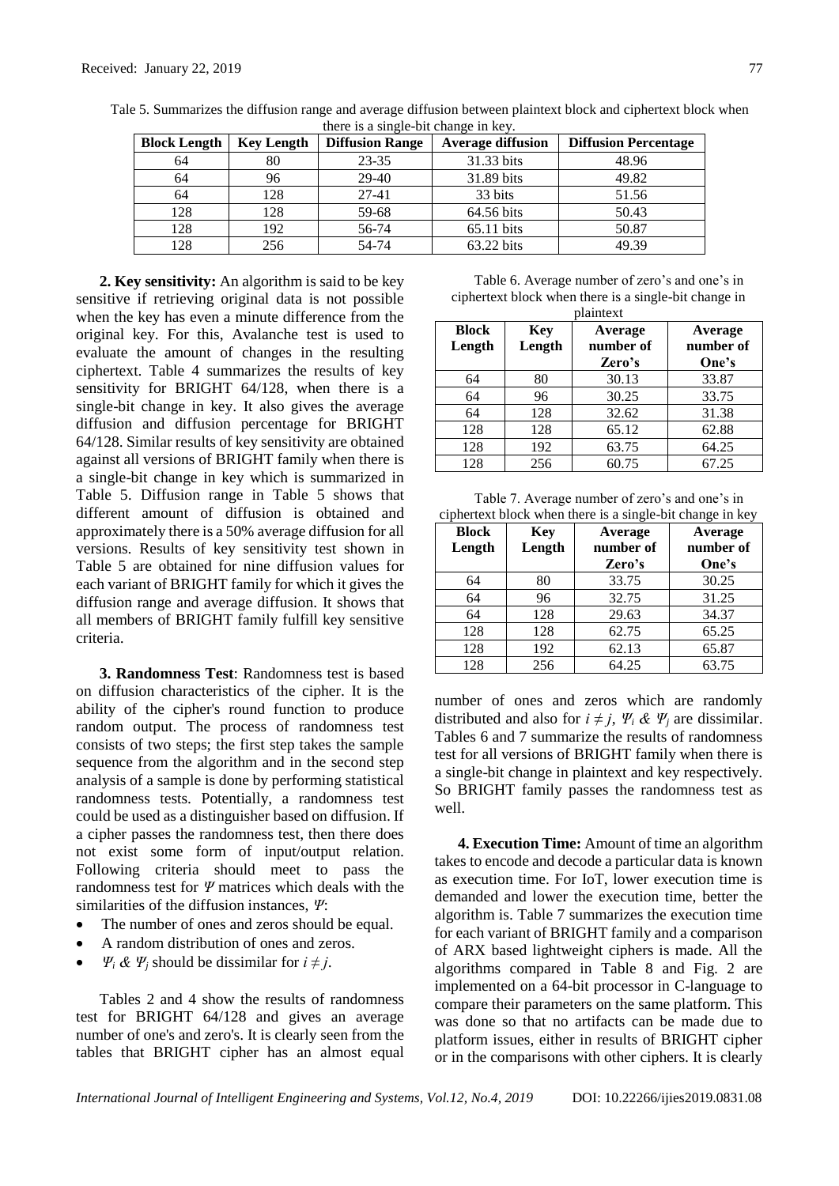Tale 5. Summarizes the diffusion range and average diffusion between plaintext block and ciphertext block when there is a single-bit change in key.

| Block Length | Key Length | Diffusion Range | Average diffusion | Diffusion Percentage |
|---|---|---|---|---|
| 64 | 80 | 23-35 | 31.33 bits | 48.96 |
| 64 | 96 | 29-40 | 31.89 bits | 49.82 |
| 64 | 128 | 27-41 | 33 bits | 51.56 |
| 128 | 128 | 59-68 | 64.56 bits | 50.43 |
| 128 | 192 | 56-74 | 65.11 bits | 50.87 |
| 128 | 256 | 54-74 | 63.22 bits | 49.39 |

**2. Key sensitivity:** An algorithm is said to be key sensitive if retrieving original data is not possible when the key has even a minute difference from the original key. For this, Avalanche test is used to evaluate the amount of changes in the resulting ciphertext. Table 4 summarizes the results of key sensitivity for BRIGHT 64/128, when there is a single-bit change in key. It also gives the average diffusion and diffusion percentage for BRIGHT 64/128. Similar results of key sensitivity are obtained against all versions of BRIGHT family when there is a single-bit change in key which is summarized in Table 5. Diffusion range in Table 5 shows that different amount of diffusion is obtained and approximately there is a 50% average diffusion for all versions. Results of key sensitivity test shown in Table 5 are obtained for nine diffusion values for each variant of BRIGHT family for which it gives the diffusion range and average diffusion. It shows that all members of BRIGHT family fulfill key sensitive criteria.

**3. Randomness Test**: Randomness test is based on diffusion characteristics of the cipher. It is the ability of the cipher's round function to produce random output. The process of randomness test consists of two steps; the first step takes the sample sequence from the algorithm and in the second step analysis of a sample is done by performing statistical randomness tests. Potentially, a randomness test could be used as a distinguisher based on diffusion. If a cipher passes the randomness test, then there does not exist some form of input/output relation. Following criteria should meet to pass the randomness test for $\Psi$ matrices which deals with the similarities of the diffusion instances, $\Psi$:

- The number of ones and zeros should be equal.
- A random distribution of ones and zeros.
- $\Psi_i$ & $\Psi_j$ should be dissimilar for $i \neq j$.

Tables 2 and 4 show the results of randomness test for BRIGHT 64/128 and gives an average number of one's and zero's. It is clearly seen from the tables that BRIGHT cipher has an almost equal number of ones and zeros which are randomly distributed and also for $i \neq j$, $\Psi_i$ & $\Psi_j$ are dissimilar. Tables 6 and 7 summarize the results of randomness test for all versions of BRIGHT family when there is a single-bit change in plaintext and key respectively. So BRIGHT family passes the randomness test as well.

Table 6. Average number of zero's and one's in ciphertext block when there is a single-bit change in plaintext

| Block Length | Key Length | Average number of Zero's | Average number of One's |
|---|---|---|---|
| 64 | 80 | 30.13 | 33.87 |
| 64 | 96 | 30.25 | 33.75 |
| 64 | 128 | 32.62 | 31.38 |
| 128 | 128 | 65.12 | 62.88 |
| 128 | 192 | 63.75 | 64.25 |
| 128 | 256 | 60.75 | 67.25 |

Table 7. Average number of zero's and one's in ciphertext block when there is a single-bit change in key

| Block Length | Key Length | Average number of Zero's | Average number of One's |
|---|---|---|---|
| 64 | 80 | 33.75 | 30.25 |
| 64 | 96 | 32.75 | 31.25 |
| 64 | 128 | 29.63 | 34.37 |
| 128 | 128 | 62.75 | 65.25 |
| 128 | 192 | 62.13 | 65.87 |
| 128 | 256 | 64.25 | 63.75 |

**4. Execution Time:** Amount of time an algorithm takes to encode and decode a particular data is known as execution time. For IoT, lower execution time is demanded and lower the execution time, better the algorithm is. Table 7 summarizes the execution time for each variant of BRIGHT family and a comparison of ARX based lightweight ciphers is made. All the algorithms compared in Table 8 and Fig. 2 are implemented on a 64-bit processor in C-language to compare their parameters on the same platform. This was done so that no artifacts can be made due to platform issues, either in results of BRIGHT cipher or in the comparisons with other ciphers. It is clearly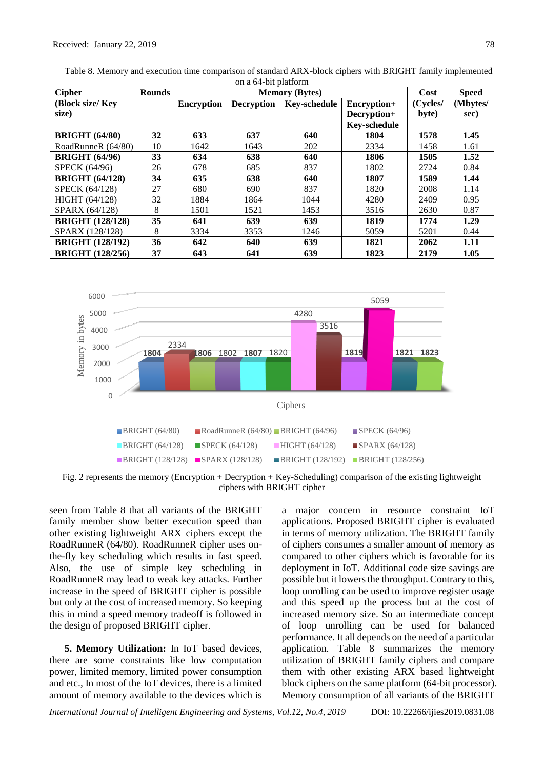Table 8. Memory and execution time comparison of standard ARX-block ciphers with BRIGHT family implemented on a 64-bit platform

| Cipher (Block size/ Key size) | Rounds | Memory (Bytes) | | | | Cost (Cycles/ byte) | Speed (Mbytes/ sec) |
|---|---|---|---|---|---|---|---|
| | | Encryption | Decryption | Key-schedule | Encryption+ Decryption+ Key-schedule | | |
| **BRIGHT (64/80)** | **32** | **633** | **637** | **640** | **1804** | **1578** | **1.45** |
| RoadRunneR (64/80) | 10 | 1642 | 1643 | 202 | 2334 | 1458 | 1.61 |
| **BRIGHT (64/96)** | **33** | **634** | **638** | **640** | **1806** | **1505** | **1.52** |
| SPECK (64/96) | 26 | 678 | 685 | 837 | 1802 | 2724 | 0.84 |
| **BRIGHT (64/128)** | **34** | **635** | **638** | **640** | **1807** | **1589** | **1.44** |
| SPECK (64/128) | 27 | 680 | 690 | 837 | 1820 | 2008 | 1.14 |
| HIGHT (64/128) | 32 | 1884 | 1864 | 1044 | 4280 | 2409 | 0.95 |
| SPARX (64/128) | 8 | 1501 | 1521 | 1453 | 3516 | 2630 | 0.87 |
| **BRIGHT (128/128)** | **35** | **641** | **639** | **639** | **1819** | **1774** | **1.29** |
| SPARX (128/128) | 8 | 3334 | 3353 | 1246 | 5059 | 5201 | 0.44 |
| **BRIGHT (128/192)** | **36** | **642** | **640** | **639** | **1821** | **2062** | **1.11** |
| **BRIGHT (128/256)** | **37** | **643** | **641** | **639** | **1823** | **2179** | **1.05** |

Fig. 2 represents the memory (Encryption + Decryption + Key-Scheduling) comparison of the existing lightweight ciphers with BRIGHT cipher

seen from Table 8 that all variants of the BRIGHT family member show better execution speed than other existing lightweight ARX ciphers except the RoadRunneR (64/80). RoadRunneR cipher uses on-the-fly key scheduling which results in fast speed. Also, the use of simple key scheduling in RoadRunneR may lead to weak key attacks. Further increase in the speed of BRIGHT cipher is possible but only at the cost of increased memory. So keeping this in mind a speed memory tradeoff is followed in the design of proposed BRIGHT cipher.

**5. Memory Utilization:** In IoT based devices, there are some constraints like low computation power, limited memory, limited power consumption and etc., In most of the IoT devices, there is a limited amount of memory available to the devices which is a major concern in resource constraint IoT applications. Proposed BRIGHT cipher is evaluated in terms of memory utilization. The BRIGHT family of ciphers consumes a smaller amount of memory as compared to other ciphers which is favorable for its deployment in IoT. Additional code size savings are possible but it lowers the throughput. Contrary to this, loop unrolling can be used to improve register usage and this speed up the process but at the cost of increased memory size. So an intermediate concept of loop unrolling can be used for balanced performance. It all depends on the need of a particular application. Table 8 summarizes the memory utilization of BRIGHT family ciphers and compare them with other existing ARX based lightweight block ciphers on the same platform (64-bit processor). Memory consumption of all variants of the BRIGHT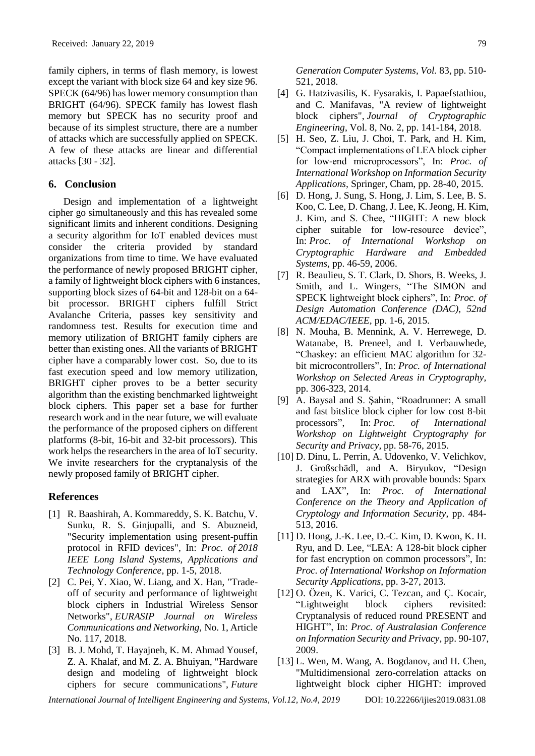family ciphers, in terms of flash memory, is lowest except the variant with block size 64 and key size 96. SPECK (64/96) has lower memory consumption than BRIGHT (64/96). SPECK family has lowest flash memory but SPECK has no security proof and because of its simplest structure, there are a number of attacks which are successfully applied on SPECK. A few of these attacks are linear and differential attacks [30 - 32].

## 6. Conclusion

Design and implementation of a lightweight cipher go simultaneously and this has revealed some significant limits and inherent conditions. Designing a security algorithm for IoT enabled devices must consider the criteria provided by standard organizations from time to time. We have evaluated the performance of newly proposed BRIGHT cipher, a family of lightweight block ciphers with 6 instances, supporting block sizes of 64-bit and 128-bit on a 64-bit processor. BRIGHT ciphers fulfill Strict Avalanche Criteria, passes key sensitivity and randomness test. Results for execution time and memory utilization of BRIGHT family ciphers are better than existing ones. All the variants of BRIGHT cipher have a comparably lower cost. So, due to its fast execution speed and low memory utilization, BRIGHT cipher proves to be a better security algorithm than the existing benchmarked lightweight block ciphers. This paper set a base for further research work and in the near future, we will evaluate the performance of the proposed ciphers on different platforms (8-bit, 16-bit and 32-bit processors). This work helps the researchers in the area of IoT security. We invite researchers for the cryptanalysis of the newly proposed family of BRIGHT cipher.

## References

[1] R. Baashirah, A. Kommareddy, S. K. Batchu, V. Sunku, R. S. Ginjupalli, and S. Abuzneid, "Security implementation using present-puffin protocol in RFID devices", In: *Proc. of 2018 IEEE Long Island Systems, Applications and Technology Conference*, pp. 1-5, 2018.

[2] C. Pei, Y. Xiao, W. Liang, and X. Han, "Trade-off of security and performance of lightweight block ciphers in Industrial Wireless Sensor Networks", *EURASIP Journal on Wireless Communications and Networking*, No. 1, Article No. 117, 2018.

[3] B. J. Mohd, T. Hayajneh, K. M. Ahmad Yousef, Z. A. Khalaf, and M. Z. A. Bhuiyan, "Hardware design and modeling of lightweight block ciphers for secure communications", *Future Generation Computer Systems, Vol.* 83, pp. 510-521, 2018.

[4] G. Hatzivasilis, K. Fysarakis, I. Papaefstathiou, and C. Manifavas, "A review of lightweight block ciphers", *Journal of Cryptographic Engineering*, Vol. 8, No. 2, pp. 141-184, 2018.

[5] H. Seo, Z. Liu, J. Choi, T. Park, and H. Kim, "Compact implementations of LEA block cipher for low-end microprocessors", In: *Proc. of International Workshop on Information Security Applications*, Springer, Cham, pp. 28-40, 2015.

[6] D. Hong, J. Sung, S. Hong, J. Lim, S. Lee, B. S. Koo, C. Lee, D. Chang, J. Lee, K. Jeong, H. Kim, J. Kim, and S. Chee, "HIGHT: A new block cipher suitable for low-resource device", In: *Proc. of International Workshop on Cryptographic Hardware and Embedded Systems*, pp. 46-59, 2006.

[7] R. Beaulieu, S. T. Clark, D. Shors, B. Weeks, J. Smith, and L. Wingers, "The SIMON and SPECK lightweight block ciphers", In: *Proc. of Design Automation Conference (DAC), 52nd ACM/EDAC/IEEE*, pp. 1-6, 2015.

[8] N. Mouha, B. Mennink, A. V. Herrewege, D. Watanabe, B. Preneel, and I. Verbauwhede, "Chaskey: an efficient MAC algorithm for 32-bit microcontrollers", In: *Proc. of International Workshop on Selected Areas in Cryptography*, pp. 306-323, 2014.

[9] A. Baysal and S. Şahin, "Roadrunner: A small and fast bitslice block cipher for low cost 8-bit processors", In: *Proc. of International Workshop on Lightweight Cryptography for Security and Privacy*, pp. 58-76, 2015.

[10] D. Dinu, L. Perrin, A. Udovenko, V. Velichkov, J. Großschädl, and A. Biryukov, "Design strategies for ARX with provable bounds: Sparx and LAX", In: *Proc. of International Conference on the Theory and Application of Cryptology and Information Security*, pp. 484-513, 2016.

[11] D. Hong, J.-K. Lee, D.-C. Kim, D. Kwon, K. H. Ryu, and D. Lee, "LEA: A 128-bit block cipher for fast encryption on common processors", In: *Proc. of International Workshop on Information Security Applications*, pp. 3-27, 2013.

[12] O. Özen, K. Varici, C. Tezcan, and Ç. Kocair, "Lightweight block ciphers revisited: Cryptanalysis of reduced round PRESENT and HIGHT", In: *Proc. of Australasian Conference on Information Security and Privacy*, pp. 90-107, 2009.

[13] L. Wen, M. Wang, A. Bogdanov, and H. Chen, "Multidimensional zero-correlation attacks on lightweight block cipher HIGHT: improved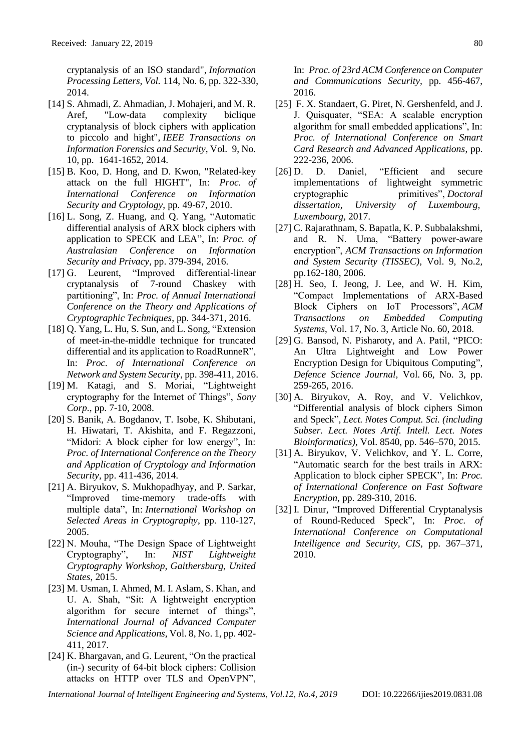cryptanalysis of an ISO standard", *Information Processing Letters, Vol.* 114, No. 6, pp. 322-330, 2014.

[14] S. Ahmadi, Z. Ahmadian, J. Mohajeri, and M. R. Aref, "Low-data complexity biclique cryptanalysis of block ciphers with application to piccolo and hight", *IEEE Transactions on Information Forensics and Security*, Vol. 9, No. 10, pp. 1641-1652, 2014.

[15] B. Koo, D. Hong, and D. Kwon, "Related-key attack on the full HIGHT", In: *Proc. of International Conference on Information Security and Cryptology*, pp. 49-67, 2010.

[16] L. Song, Z. Huang, and Q. Yang, "Automatic differential analysis of ARX block ciphers with application to SPECK and LEA", In: *Proc. of Australasian Conference on Information Security and Privacy*, pp. 379-394, 2016.

[17] G. Leurent, "Improved differential-linear cryptanalysis of 7-round Chaskey with partitioning", In: *Proc. of Annual International Conference on the Theory and Applications of Cryptographic Techniques*, pp. 344-371, 2016.

[18] Q. Yang, L. Hu, S. Sun, and L. Song, "Extension of meet-in-the-middle technique for truncated differential and its application to RoadRunneR", In: *Proc. of International Conference on Network and System Security*, pp. 398-411, 2016.

[19] M. Katagi, and S. Moriai, "Lightweight cryptography for the Internet of Things", *Sony Corp.*, pp. 7-10, 2008.

[20] S. Banik, A. Bogdanov, T. Isobe, K. Shibutani, H. Hiwatari, T. Akishita, and F. Regazzoni, "Midori: A block cipher for low energy", In: *Proc. of International Conference on the Theory and Application of Cryptology and Information Security*, pp. 411-436, 2014.

[21] A. Biryukov, S. Mukhopadhyay, and P. Sarkar, "Improved time-memory trade-offs with multiple data", In: *International Workshop on Selected Areas in Cryptography*, pp. 110-127, 2005.

[22] N. Mouha, "The Design Space of Lightweight Cryptography", In: *NIST Lightweight Cryptography Workshop, Gaithersburg, United States*, 2015.

[23] M. Usman, I. Ahmed, M. I. Aslam, S. Khan, and U. A. Shah, "Sit: A lightweight encryption algorithm for secure internet of things", *International Journal of Advanced Computer Science and Applications*, Vol. 8, No. 1, pp. 402-411, 2017.

[24] K. Bhargavan, and G. Leurent, "On the practical (in-) security of 64-bit block ciphers: Collision attacks on HTTP over TLS and OpenVPN", In: *Proc. of 23rd ACM Conference on Computer and Communications Security*, pp. 456-467, 2016.

[25] F. X. Standaert, G. Piret, N. Gershenfeld, and J. J. Quisquater, "SEA: A scalable encryption algorithm for small embedded applications", In: *Proc. of International Conference on Smart Card Research and Advanced Applications*, pp. 222-236, 2006.

[26] D. D. Daniel, "Efficient and secure implementations of lightweight symmetric cryptographic primitives", *Doctoral dissertation, University of Luxembourg, Luxembourg*, 2017.

[27] C. Rajarathnam, S. Bapatla, K. P. Subbalakshmi, and R. N. Uma, "Battery power-aware encryption", *ACM Transactions on Information and System Security (TISSEC)*, Vol. 9, No.2, pp.162-180, 2006.

[28] H. Seo, I. Jeong, J. Lee, and W. H. Kim, "Compact Implementations of ARX-Based Block Ciphers on IoT Processors", *ACM Transactions on Embedded Computing Systems*, Vol. 17, No. 3, Article No. 60, 2018.

[29] G. Bansod, N. Pisharoty, and A. Patil, "PICO: An Ultra Lightweight and Low Power Encryption Design for Ubiquitous Computing", *Defence Science Journal*, Vol. 66, No. 3, pp. 259-265, 2016.

[30] A. Biryukov, A. Roy, and V. Velichkov, "Differential analysis of block ciphers Simon and Speck", *Lect. Notes Comput. Sci. (including Subser. Lect. Notes Artif. Intell. Lect. Notes Bioinformatics)*, Vol. 8540, pp. 546–570, 2015.

[31] A. Biryukov, V. Velichkov, and Y. L. Corre, "Automatic search for the best trails in ARX: Application to block cipher SPECK", In: *Proc. of International Conference on Fast Software Encryption*, pp. 289-310, 2016.

[32] I. Dinur, "Improved Differential Cryptanalysis of Round-Reduced Speck", In: *Proc. of International Conference on Computational Intelligence and Security, CIS*, pp. 367–371, 2010.